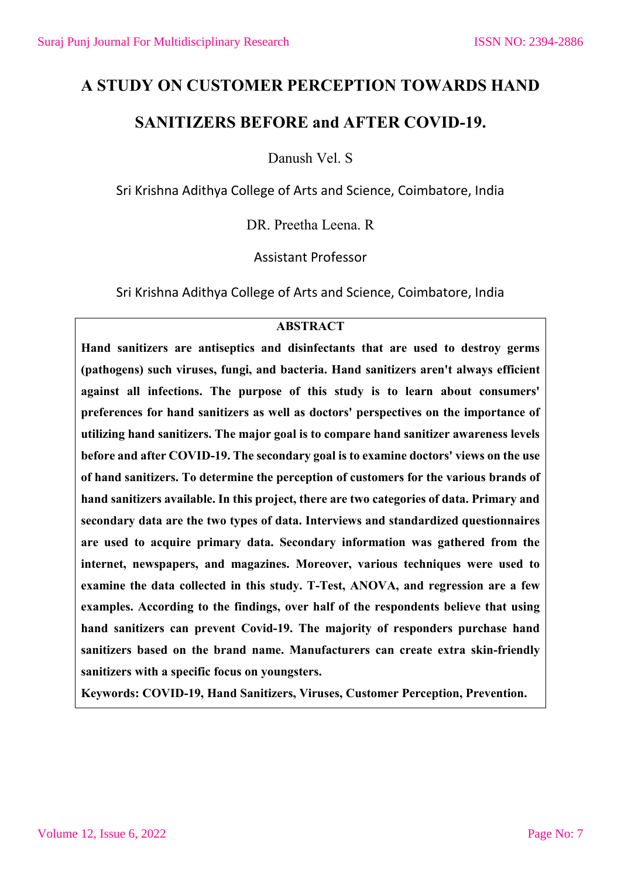# A STUDY ON CUSTOMER PERCEPTION TOWARDS HAND SANITIZERS BEFORE and AFTER COVID-19.

Danush Vel. S

Sri Krishna Adithya College of Arts and Science, Coimbatore, India

DR. Preetha Leena. R

Assistant Professor

Sri Krishna Adithya College of Arts and Science, Coimbatore, India

## ABSTRACT

**Hand sanitizers are antiseptics and disinfectants that are used to destroy germs (pathogens) such viruses, fungi, and bacteria. Hand sanitizers aren't always efficient against all infections. The purpose of this study is to learn about consumers' preferences for hand sanitizers as well as doctors' perspectives on the importance of utilizing hand sanitizers. The major goal is to compare hand sanitizer awareness levels before and after COVID-19. The secondary goal is to examine doctors' views on the use of hand sanitizers. To determine the perception of customers for the various brands of hand sanitizers available. In this project, there are two categories of data. Primary and secondary data are the two types of data. Interviews and standardized questionnaires are used to acquire primary data. Secondary information was gathered from the internet, newspapers, and magazines. Moreover, various techniques were used to examine the data collected in this study. T-Test, ANOVA, and regression are a few examples. According to the findings, over half of the respondents believe that using hand sanitizers can prevent Covid-19. The majority of responders purchase hand sanitizers based on the brand name. Manufacturers can create extra skin-friendly sanitizers with a specific focus on youngsters.**

**Keywords: COVID-19, Hand Sanitizers, Viruses, Customer Perception, Prevention.**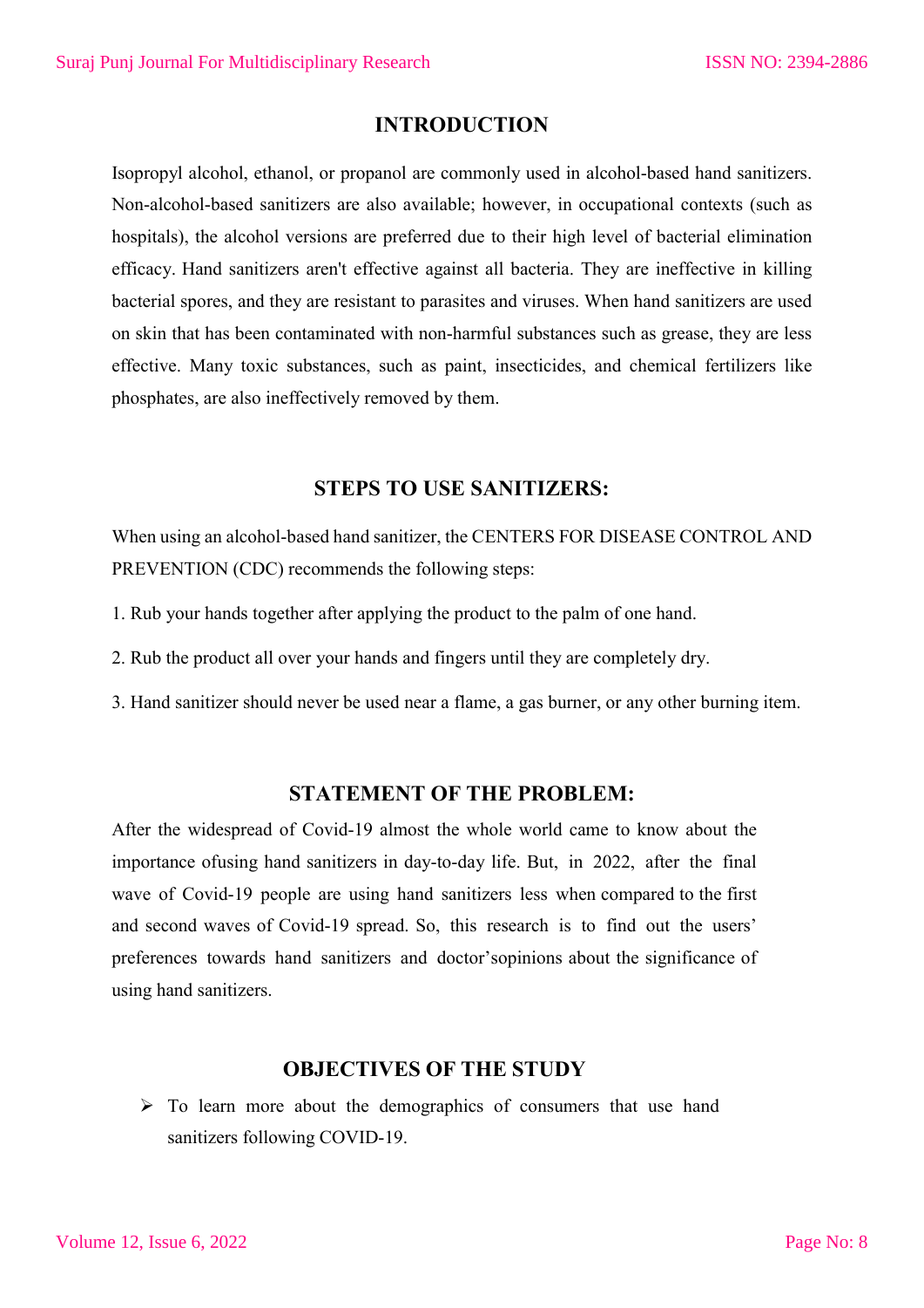## INTRODUCTION

Isopropyl alcohol, ethanol, or propanol are commonly used in alcohol-based hand sanitizers. Non-alcohol-based sanitizers are also available; however, in occupational contexts (such as hospitals), the alcohol versions are preferred due to their high level of bacterial elimination efficacy. Hand sanitizers aren't effective against all bacteria. They are ineffective in killing bacterial spores, and they are resistant to parasites and viruses. When hand sanitizers are used on skin that has been contaminated with non-harmful substances such as grease, they are less effective. Many toxic substances, such as paint, insecticides, and chemical fertilizers like phosphates, are also ineffectively removed by them.

## STEPS TO USE SANITIZERS:

When using an alcohol-based hand sanitizer, the CENTERS FOR DISEASE CONTROL AND PREVENTION (CDC) recommends the following steps:

1. Rub your hands together after applying the product to the palm of one hand.

2. Rub the product all over your hands and fingers until they are completely dry.

3. Hand sanitizer should never be used near a flame, a gas burner, or any other burning item.

## STATEMENT OF THE PROBLEM:

After the widespread of Covid-19 almost the whole world came to know about the importance ofusing hand sanitizers in day-to-day life. But, in 2022, after the final wave of Covid-19 people are using hand sanitizers less when compared to the first and second waves of Covid-19 spread. So, this research is to find out the users' preferences towards hand sanitizers and doctor'sopinions about the significance of using hand sanitizers.

## OBJECTIVES OF THE STUDY

- To learn more about the demographics of consumers that use hand sanitizers following COVID-19.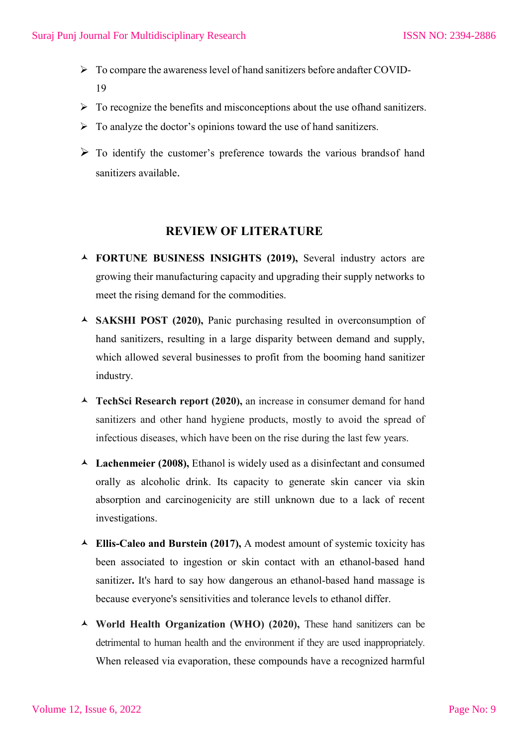- To compare the awareness level of hand sanitizers before andafter COVID-19
- To recognize the benefits and misconceptions about the use ofhand sanitizers.
- To analyze the doctor's opinions toward the use of hand sanitizers.
- To identify the customer's preference towards the various brandsof hand sanitizers available.

## REVIEW OF LITERATURE

- **FORTUNE BUSINESS INSIGHTS (2019),** Several industry actors are growing their manufacturing capacity and upgrading their supply networks to meet the rising demand for the commodities.
- **SAKSHI POST (2020),** Panic purchasing resulted in overconsumption of hand sanitizers, resulting in a large disparity between demand and supply, which allowed several businesses to profit from the booming hand sanitizer industry.
- **TechSci Research report (2020),** an increase in consumer demand for hand sanitizers and other hand hygiene products, mostly to avoid the spread of infectious diseases, which have been on the rise during the last few years.
- **Lachenmeier (2008),** Ethanol is widely used as a disinfectant and consumed orally as alcoholic drink. Its capacity to generate skin cancer via skin absorption and carcinogenicity are still unknown due to a lack of recent investigations.
- **Ellis-Caleo and Burstein (2017),** A modest amount of systemic toxicity has been associated to ingestion or skin contact with an ethanol-based hand sanitizer**.** It's hard to say how dangerous an ethanol-based hand massage is because everyone's sensitivities and tolerance levels to ethanol differ.
- **World Health Organization (WHO) (2020),** These hand sanitizers can be detrimental to human health and the environment if they are used inappropriately. When released via evaporation, these compounds have a recognized harmful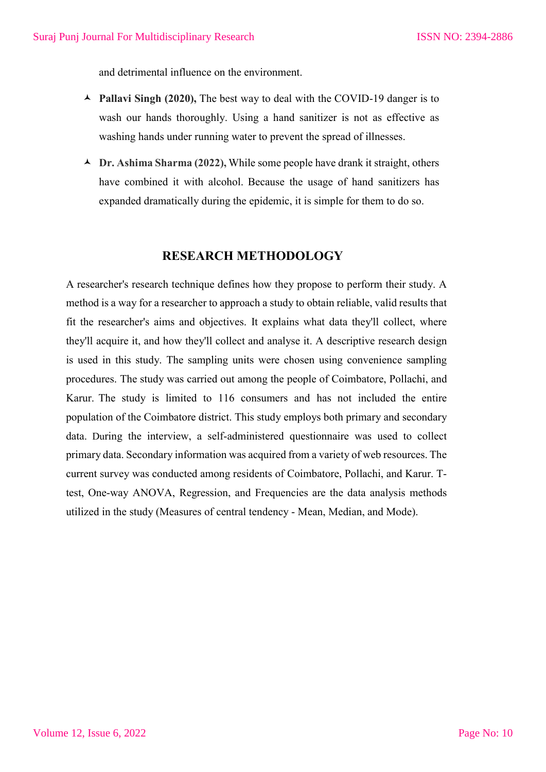and detrimental influence on the environment.

- **Pallavi Singh (2020),** The best way to deal with the COVID-19 danger is to wash our hands thoroughly. Using a hand sanitizer is not as effective as washing hands under running water to prevent the spread of illnesses.

- **Dr. Ashima Sharma (2022),** While some people have drank it straight, others have combined it with alcohol. Because the usage of hand sanitizers has expanded dramatically during the epidemic, it is simple for them to do so.

## RESEARCH METHODOLOGY

A researcher's research technique defines how they propose to perform their study. A method is a way for a researcher to approach a study to obtain reliable, valid results that fit the researcher's aims and objectives. It explains what data they'll collect, where they'll acquire it, and how they'll collect and analyse it. A descriptive research design is used in this study. The sampling units were chosen using convenience sampling procedures. The study was carried out among the people of Coimbatore, Pollachi, and Karur. The study is limited to 116 consumers and has not included the entire population of the Coimbatore district. This study employs both primary and secondary data. During the interview, a self-administered questionnaire was used to collect primary data. Secondary information was acquired from a variety of web resources. The current survey was conducted among residents of Coimbatore, Pollachi, and Karur. T-test, One-way ANOVA, Regression, and Frequencies are the data analysis methods utilized in the study (Measures of central tendency - Mean, Median, and Mode).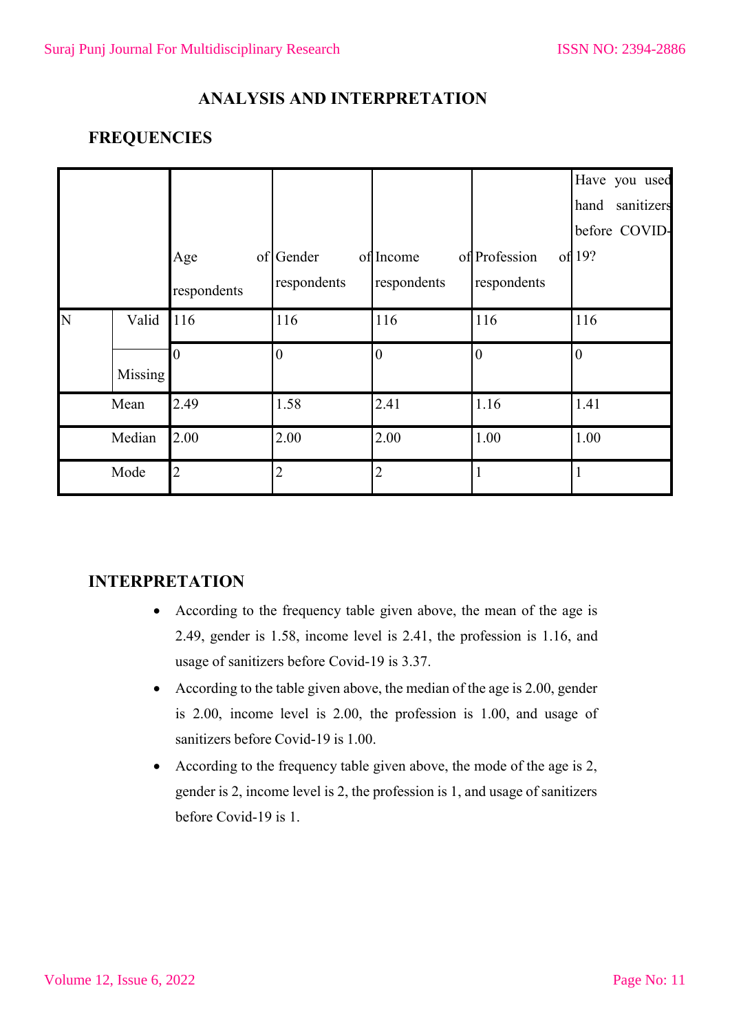# ANALYSIS AND INTERPRETATION

## FREQUENCIES

| | | Age of respondents | Gender of respondents | Income of respondents | Profession of respondents | Have you used hand sanitizers before COVID-19? |
|---|---|---|---|---|---|---|
| N | Valid | 116 | 116 | 116 | 116 | 116 |
| | Missing | 0 | 0 | 0 | 0 | 0 |
| Mean | | 2.49 | 1.58 | 2.41 | 1.16 | 1.41 |
| Median | | 2.00 | 2.00 | 2.00 | 1.00 | 1.00 |
| Mode | | 2 | 2 | 2 | 1 | 1 |

## INTERPRETATION

- According to the frequency table given above, the mean of the age is 2.49, gender is 1.58, income level is 2.41, the profession is 1.16, and usage of sanitizers before Covid-19 is 3.37.
- According to the table given above, the median of the age is 2.00, gender is 2.00, income level is 2.00, the profession is 1.00, and usage of sanitizers before Covid-19 is 1.00.
- According to the frequency table given above, the mode of the age is 2, gender is 2, income level is 2, the profession is 1, and usage of sanitizers before Covid-19 is 1.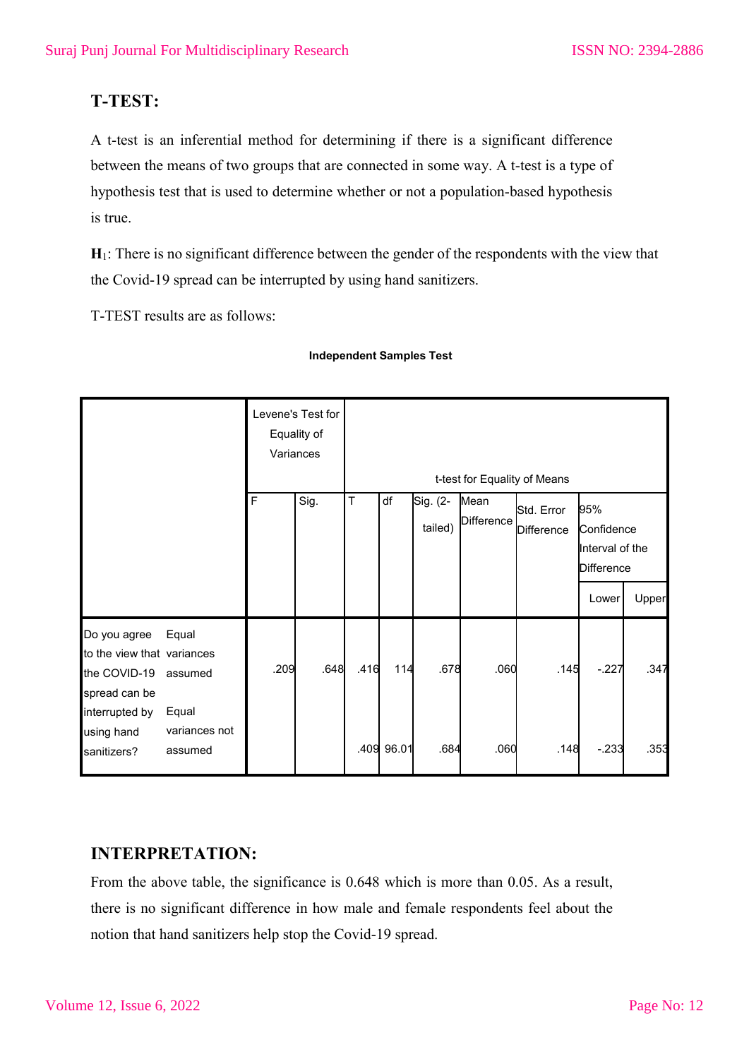## T-TEST:

A t-test is an inferential method for determining if there is a significant difference between the means of two groups that are connected in some way. A t-test is a type of hypothesis test that is used to determine whether or not a population-based hypothesis is true.

**H**$_1$: There is no significant difference between the gender of the respondents with the view that the Covid-19 spread can be interrupted by using hand sanitizers.

T-TEST results are as follows:

**Independent Samples Test**

| | | Levene's Test for Equality of Variances | | t-test for Equality of Means | | | | | | |
|---|---|---|---|---|---|---|---|---|---|---|
| | | F | Sig. | T | df | Sig. (2-tailed) | Mean Difference | Std. Error Difference | 95% Confidence Interval of the Difference | |
| | | | | | | | | | Lower | Upper |
| Do you agree to the view that the COVID-19 spread can be interrupted by using hand sanitizers? | Equal variances assumed | .209 | .648 | .416 | 114 | .678 | .060 | .145 | -.227 | .347 |
| | Equal variances not assumed | | | .409 | 96.01 | .684 | .060 | .148 | -.233 | .353 |

## INTERPRETATION:

From the above table, the significance is 0.648 which is more than 0.05. As a result, there is no significant difference in how male and female respondents feel about the notion that hand sanitizers help stop the Covid-19 spread.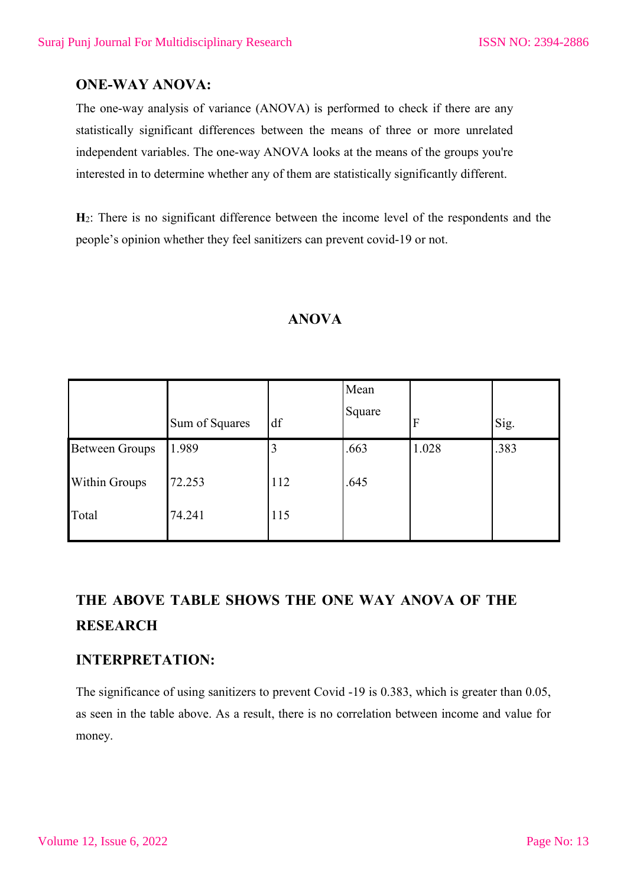## ONE-WAY ANOVA:

The one-way analysis of variance (ANOVA) is performed to check if there are any statistically significant differences between the means of three or more unrelated independent variables. The one-way ANOVA looks at the means of the groups you're interested in to determine whether any of them are statistically significantly different.

**H**$_2$: There is no significant difference between the income level of the respondents and the people's opinion whether they feel sanitizers can prevent covid-19 or not.

### ANOVA

| | Sum of Squares | df | Mean Square | F | Sig. |
|---|---|---|---|---|---|
| Between Groups | 1.989 | 3 | .663 | 1.028 | .383 |
| Within Groups | 72.253 | 112 | .645 | | |
| Total | 74.241 | 115 | | | |

## THE ABOVE TABLE SHOWS THE ONE WAY ANOVA OF THE RESEARCH

## INTERPRETATION:

The significance of using sanitizers to prevent Covid -19 is 0.383, which is greater than 0.05, as seen in the table above. As a result, there is no correlation between income and value for money.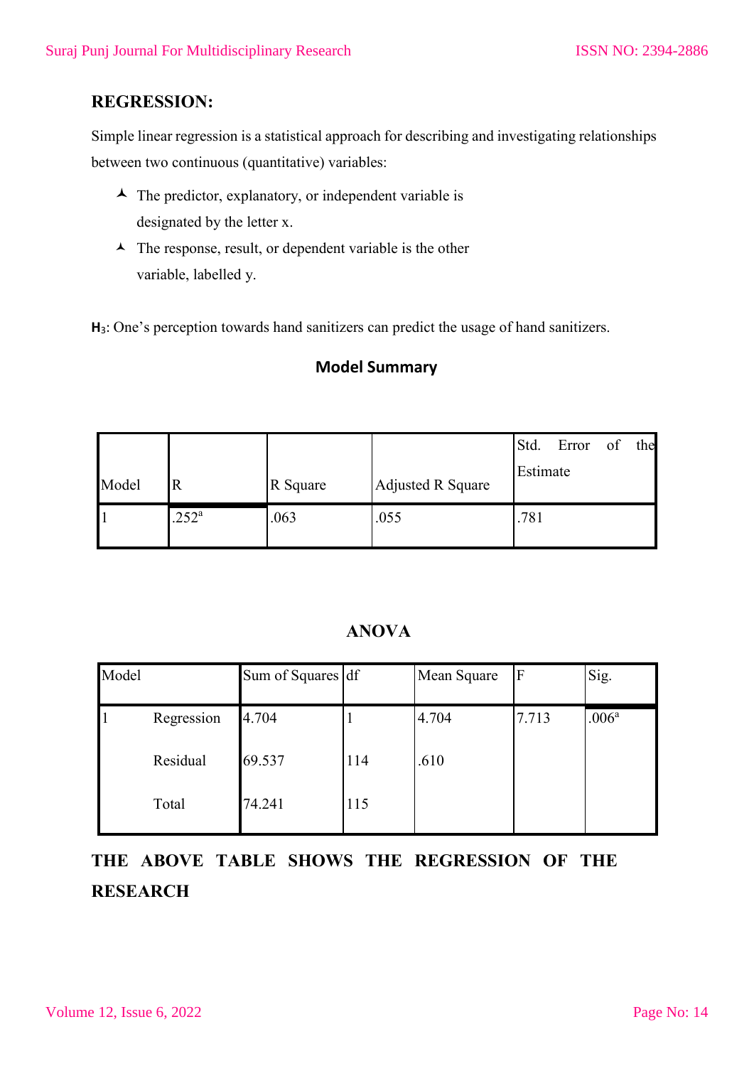## REGRESSION:

Simple linear regression is a statistical approach for describing and investigating relationships between two continuous (quantitative) variables:

- The predictor, explanatory, or independent variable is designated by the letter x.
- The response, result, or dependent variable is the other variable, labelled y.

**$H_3$**: One's perception towards hand sanitizers can predict the usage of hand sanitizers.

**Model Summary**

| Model | R | R Square | Adjusted R Square | Std. Error of the Estimate |
|---|---|---|---|---|
| 1 | .252[a] | .063 | .055 | .781 |

**ANOVA**

| Model | | Sum of Squares | df | Mean Square | F | Sig. |
|---|---|---|---|---|---|---|
| 1 | Regression | 4.704 | 1 | 4.704 | 7.713 | .006[a] |
| | Residual | 69.537 | 114 | .610 | | |
| | Total | 74.241 | 115 | | | |

**THE ABOVE TABLE SHOWS THE REGRESSION OF THE RESEARCH**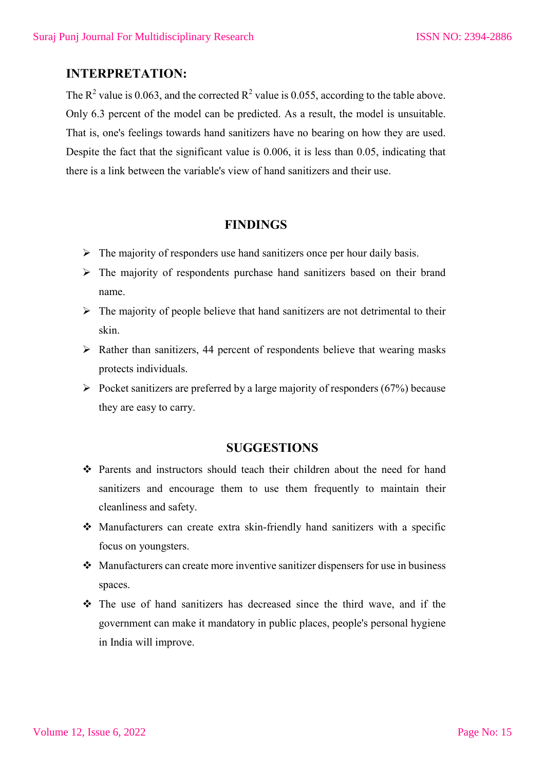## INTERPRETATION:

The $R^2$ value is 0.063, and the corrected $R^2$ value is 0.055, according to the table above. Only 6.3 percent of the model can be predicted. As a result, the model is unsuitable. That is, one's feelings towards hand sanitizers have no bearing on how they are used. Despite the fact that the significant value is 0.006, it is less than 0.05, indicating that there is a link between the variable's view of hand sanitizers and their use.

## FINDINGS

- The majority of responders use hand sanitizers once per hour daily basis.
- The majority of respondents purchase hand sanitizers based on their brand name.
- The majority of people believe that hand sanitizers are not detrimental to their skin.
- Rather than sanitizers, 44 percent of respondents believe that wearing masks protects individuals.
- Pocket sanitizers are preferred by a large majority of responders (67%) because they are easy to carry.

## SUGGESTIONS

- Parents and instructors should teach their children about the need for hand sanitizers and encourage them to use them frequently to maintain their cleanliness and safety.
- Manufacturers can create extra skin-friendly hand sanitizers with a specific focus on youngsters.
- Manufacturers can create more inventive sanitizer dispensers for use in business spaces.
- The use of hand sanitizers has decreased since the third wave, and if the government can make it mandatory in public places, people's personal hygiene in India will improve.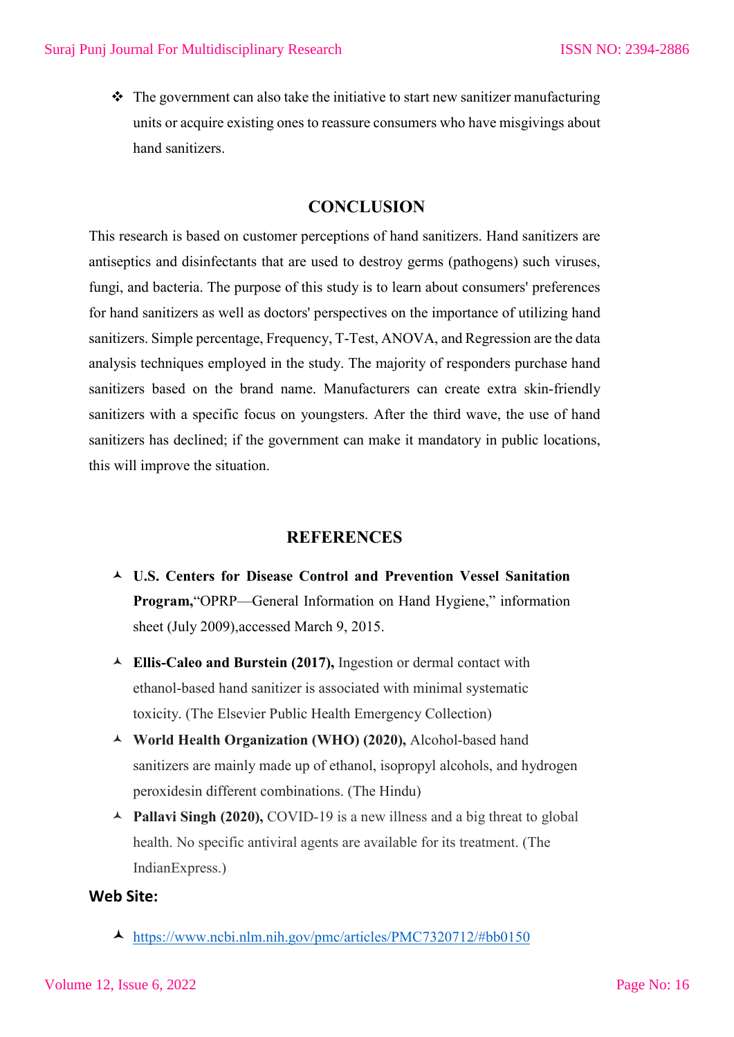- The government can also take the initiative to start new sanitizer manufacturing units or acquire existing ones to reassure consumers who have misgivings about hand sanitizers.

## CONCLUSION

This research is based on customer perceptions of hand sanitizers. Hand sanitizers are antiseptics and disinfectants that are used to destroy germs (pathogens) such viruses, fungi, and bacteria. The purpose of this study is to learn about consumers' preferences for hand sanitizers as well as doctors' perspectives on the importance of utilizing hand sanitizers. Simple percentage, Frequency, T-Test, ANOVA, and Regression are the data analysis techniques employed in the study. The majority of responders purchase hand sanitizers based on the brand name. Manufacturers can create extra skin-friendly sanitizers with a specific focus on youngsters. After the third wave, the use of hand sanitizers has declined; if the government can make it mandatory in public locations, this will improve the situation.

## REFERENCES

- **U.S. Centers for Disease Control and Prevention Vessel Sanitation Program,**"OPRP—General Information on Hand Hygiene," information sheet (July 2009),accessed March 9, 2015.
- **Ellis-Caleo and Burstein (2017),** Ingestion or dermal contact with ethanol-based hand sanitizer is associated with minimal systematic toxicity. (The Elsevier Public Health Emergency Collection)
- **World Health Organization (WHO) (2020),** Alcohol-based hand sanitizers are mainly made up of ethanol, isopropyl alcohols, and hydrogen peroxidesin different combinations. (The Hindu)
- **Pallavi Singh (2020),** COVID-19 is a new illness and a big threat to global health. No specific antiviral agents are available for its treatment. (The IndianExpress.)

**Web Site:**

- https://www.ncbi.nlm.nih.gov/pmc/articles/PMC7320712/#bb0150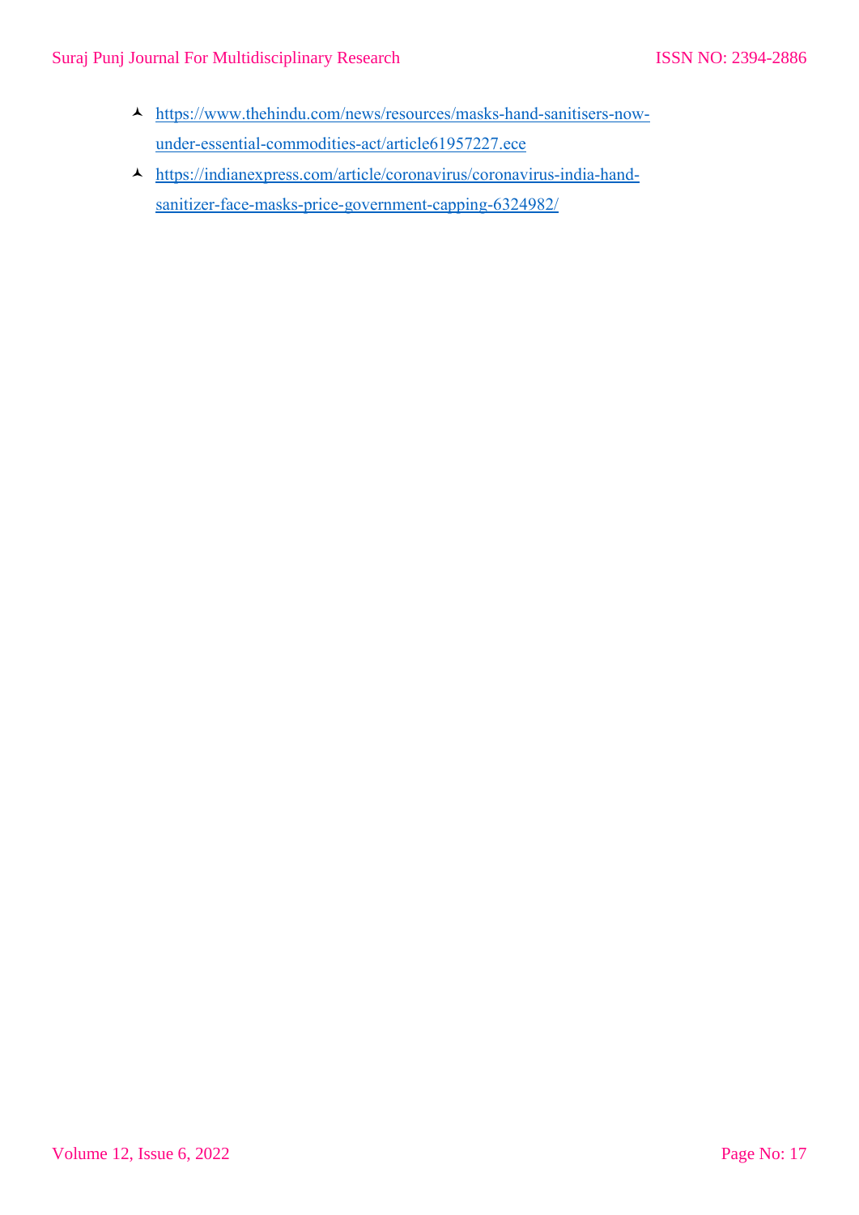- https://www.thehindu.com/news/resources/masks-hand-sanitisers-now-under-essential-commodities-act/article61957227.ece
- https://indianexpress.com/article/coronavirus/coronavirus-india-hand-sanitizer-face-masks-price-government-capping-6324982/